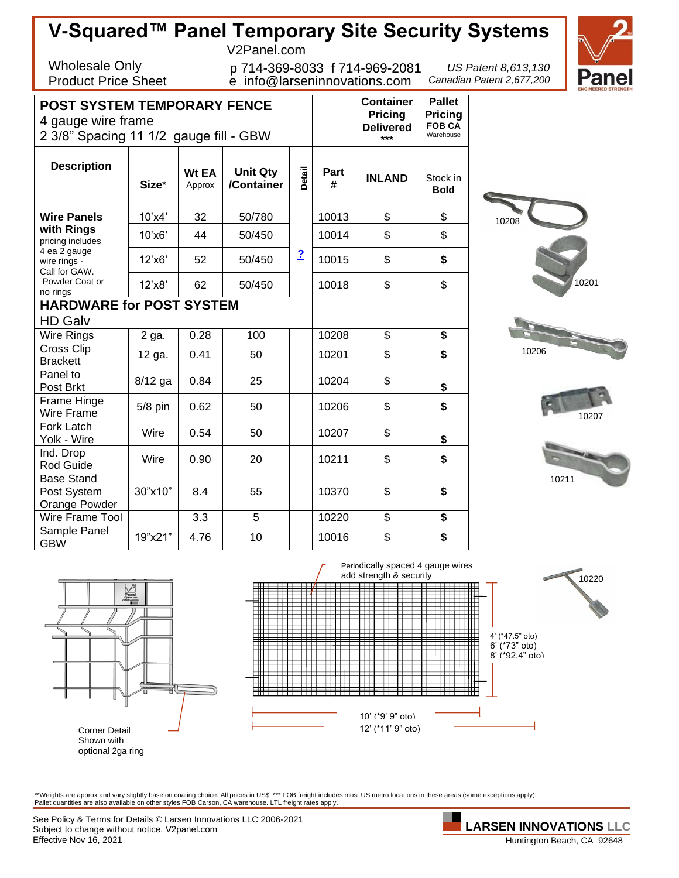# V-Squared™ Panel Temporary Site Security Systems

V2Panel.com

Wholesale Only
Product Price Sheet

p 714-369-8033 f 714-969-2081
e info@larseninnovations.com

*US Patent 8,613,130*
*Canadian Patent 2,677,200*

| **POST SYSTEM TEMPORARY FENCE** 4 gauge wire frame 2 3/8" Spacing 11 1/2 gauge fill - GBW | | | | | | **Container Pricing Delivered** *** | **Pallet Pricing FOB CA** Warehouse |
|---|---|---|---|---|---|---|---|
| **Description** | **Size*** | **Wt EA** Approx | **Unit Qty /Container** | **Detail** | **Part #** | **INLAND** | Stock in **Bold** |
| **Wire Panels with Rings** pricing includes 4 ea 2 gauge wire rings - Call for GAW. Powder Coat or no rings | 10'x4' | 32 | 50/780 | | 10013 | $ | $ |
| | 10'x6' | 44 | 50/450 | | 10014 | $ | $ |
| | 12'x6' | 52 | 50/450 | ? | 10015 | $ | **$** |
| | 12'x8' | 62 | 50/450 | | 10018 | $ | $ |
| **HARDWARE for POST SYSTEM** HD Galv | | | | | | | |
| Wire Rings | 2 ga. | 0.28 | 100 | | 10208 | $ | **$** |
| Cross Clip Brackett | 12 ga. | 0.41 | 50 | | 10201 | $ | **$** |
| Panel to Post Brkt | 8/12 ga | 0.84 | 25 | | 10204 | $ | **$** |
| Frame Hinge Wire Frame | 5/8 pin | 0.62 | 50 | | 10206 | $ | **$** |
| Fork Latch Yolk - Wire | Wire | 0.54 | 50 | | 10207 | $ | **$** |
| Ind. Drop Rod Guide | Wire | 0.90 | 20 | | 10211 | $ | **$** |
| Base Stand Post System Orange Powder | 30"x10" | 8.4 | 55 | | 10370 | $ | **$** |
| Wire Frame Tool | | 3.3 | 5 | | 10220 | $ | **$** |
| Sample Panel GBW | 19"x21" | 4.76 | 10 | | 10016 | $ | **$** |

10208

10201

10206

10207

10211

10220

Periodically spaced 4 gauge wires add strength & security

4' (*47.5" oto)
6' (*73" oto)
8' (*92.4" oto)

10' (*9' 9" oto)
12' (*11' 9" oto)

Corner Detail
Shown with
optional 2ga ring

**Weights are approx and vary slightly base on coating choice. All prices in US$. *** FOB freight includes most US metro locations in these areas (some exceptions apply). Pallet quantities are also available on other styles FOB Carson, CA warehouse. LTL freight rates apply.

See Policy & Terms for Details © Larsen Innovations LLC 2006-2021
Subject to change without notice. V2panel.com
Effective Nov 16, 2021

**LARSEN INNOVATIONS LLC**
Huntington Beach, CA 92648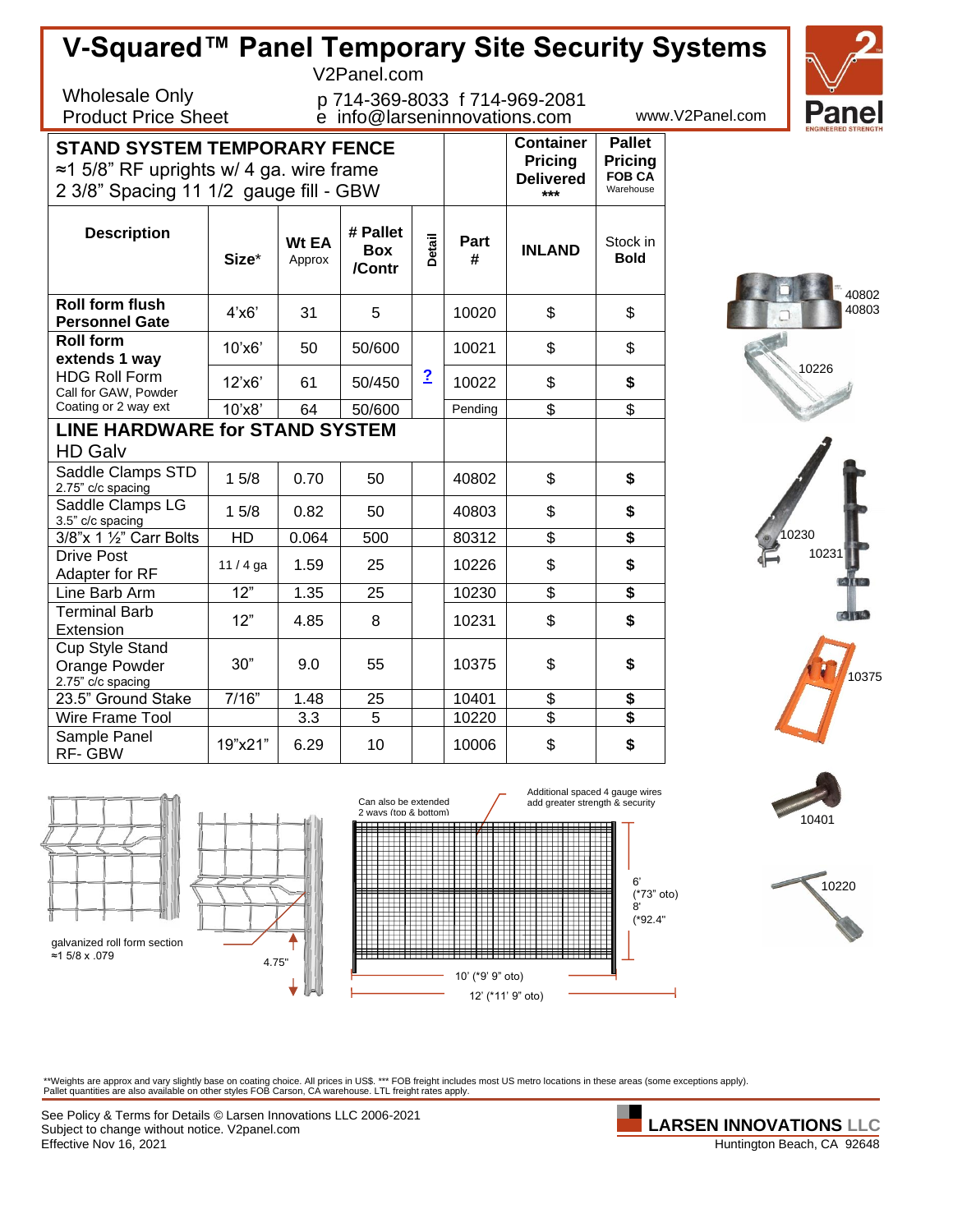# V-Squared™ Panel Temporary Site Security Systems

V2Panel.com

Wholesale Only
Product Price Sheet

p 714-369-8033 f 714-969-2081
e info@larseninnovations.com

www.V2Panel.com

| **STAND SYSTEM TEMPORARY FENCE** ≈1 5/8" RF uprights w/ 4 ga. wire frame 2 3/8" Spacing 11 1/2 gauge fill - GBW | | | | | | **Container Pricing Delivered** *** | **Pallet Pricing** **FOB CA** Warehouse |
|---|---|---|---|---|---|---|---|
| **Description** | **Size*** | **Wt EA** Approx | **# Pallet Box /Contr** | **Detail** | **Part #** | **INLAND** | Stock in **Bold** |
| **Roll form flush Personnel Gate** | 4'x6' | 31 | 5 | | 10020 | $ | $ |
| **Roll form extends 1 way** | 10'x6' | 50 | 50/600 | ? | 10021 | $ | $ |
| HDG Roll Form Call for GAW, Powder | 12'x6' | 61 | 50/450 | | 10022 | $ | **$** |
| Coating or 2 way ext | 10'x8' | 64 | 50/600 | | Pending | $ | $ |
| **LINE HARDWARE for STAND SYSTEM** HD Galv | | | | | | | |
| Saddle Clamps STD 2.75" c/c spacing | 1 5/8 | 0.70 | 50 | | 40802 | $ | **$** |
| Saddle Clamps LG 3.5" c/c spacing | 1 5/8 | 0.82 | 50 | | 40803 | $ | **$** |
| 3/8"x 1 ½" Carr Bolts | HD | 0.064 | 500 | | 80312 | $ | **$** |
| Drive Post Adapter for RF | 11 / 4 ga | 1.59 | 25 | | 10226 | $ | **$** |
| Line Barb Arm | 12" | 1.35 | 25 | | 10230 | $ | **$** |
| Terminal Barb Extension | 12" | 4.85 | 8 | | 10231 | $ | **$** |
| Cup Style Stand Orange Powder 2.75" c/c spacing | 30" | 9.0 | 55 | | 10375 | $ | **$** |
| 23.5" Ground Stake | 7/16" | 1.48 | 25 | | 10401 | $ | **$** |
| Wire Frame Tool | | 3.3 | 5 | | 10220 | $ | **$** |
| Sample Panel RF- GBW | 19"x21" | 6.29 | 10 | | 10006 | $ | **$** |

40802
40803

10226

10230

10231

10375

10401

10220

galvanized roll form section
≈1 5/8 x .079

4.75"

Can also be extended 2 ways (top & bottom)

Additional spaced 4 gauge wires add greater strength & security

6' (*73" oto)
8' (*92.4"

10' (*9' 9" oto)

12' (*11' 9" oto)

**Weights are approx and vary slightly base on coating choice. All prices in US$. *** FOB freight includes most US metro locations in these areas (some exceptions apply). Pallet quantities are also available on other styles FOB Carson, CA warehouse. LTL freight rates apply.

See Policy & Terms for Details © Larsen Innovations LLC 2006-2021
Subject to change without notice. V2panel.com
Effective Nov 16, 2021

**LARSEN INNOVATIONS LLC**
Huntington Beach, CA 92648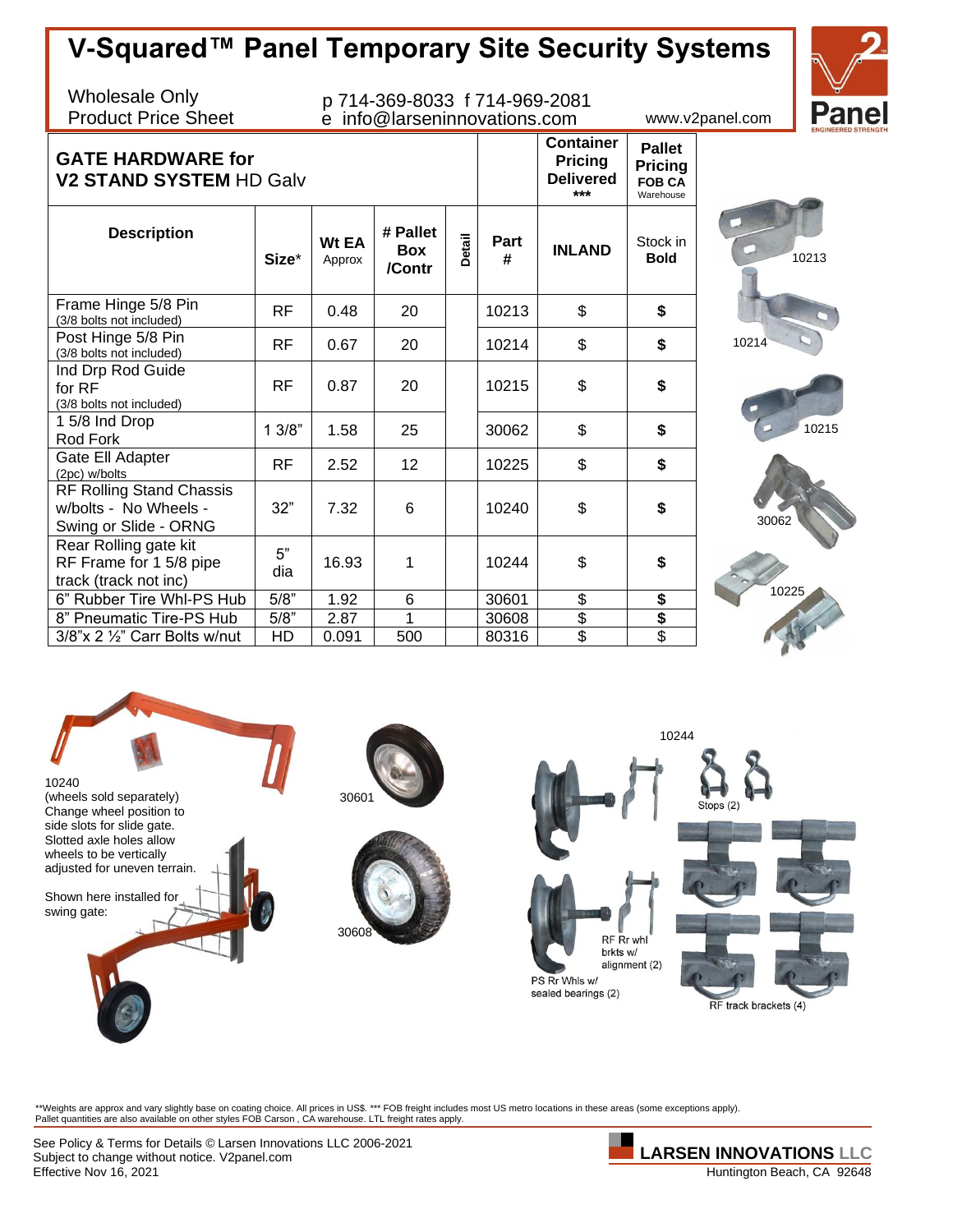# V-Squared™ Panel Temporary Site Security Systems

Wholesale Only
Product Price Sheet

p 714-369-8033 f 714-969-2081
e info@larseninnovations.com

www.v2panel.com

| **GATE HARDWARE for V2 STAND SYSTEM** HD Galv | | | | | | **Container Pricing Delivered** *** | **Pallet Pricing FOB CA** Warehouse |
|---|---|---|---|---|---|---|---|
| **Description** | **Size*** | **Wt EA** Approx | **# Pallet Box /Contr** | **Detail** | **Part #** | **INLAND** | Stock in **Bold** |
| Frame Hinge 5/8 Pin (3/8 bolts not included) | RF | 0.48 | 20 | | 10213 | $ | **$** |
| Post Hinge 5/8 Pin (3/8 bolts not included) | RF | 0.67 | 20 | | 10214 | $ | **$** |
| Ind Drp Rod Guide for RF (3/8 bolts not included) | RF | 0.87 | 20 | | 10215 | $ | **$** |
| 1 5/8 Ind Drop Rod Fork | 1 3/8" | 1.58 | 25 | | 30062 | $ | **$** |
| Gate Ell Adapter (2pc) w/bolts | RF | 2.52 | 12 | | 10225 | $ | **$** |
| RF Rolling Stand Chassis w/bolts - No Wheels - Swing or Slide - ORNG | 32" | 7.32 | 6 | | 10240 | $ | **$** |
| Rear Rolling gate kit RF Frame for 1 5/8 pipe track (track not inc) | 5" dia | 16.93 | 1 | | 10244 | $ | **$** |
| 6" Rubber Tire Whl-PS Hub | 5/8" | 1.92 | 6 | | 30601 | $ | **$** |
| 8" Pneumatic Tire-PS Hub | 5/8" | 2.87 | 1 | | 30608 | $ | **$** |
| 3/8"x 2 ½" Carr Bolts w/nut | HD | 0.091 | 500 | | 80316 | $ | $ |

10213

10214

10215

30062

10225

10240
(wheels sold separately)
Change wheel position to side slots for slide gate.
Slotted axle holes allow wheels to be vertically adjusted for uneven terrain.

Shown here installed for swing gate:

30601

30608

10244

Stops (2)

RF Rr whl brkts w/ alignment (2)

PS Rr Whls w/ sealed bearings (2)

RF track brackets (4)

**Weights are approx and vary slightly base on coating choice. All prices in US$. *** FOB freight includes most US metro locations in these areas (some exceptions apply). Pallet quantities are also available on other styles FOB Carson , CA warehouse. LTL freight rates apply.

See Policy & Terms for Details © Larsen Innovations LLC 2006-2021
Subject to change without notice. V2panel.com
Effective Nov 16, 2021

**LARSEN INNOVATIONS LLC**
Huntington Beach, CA 92648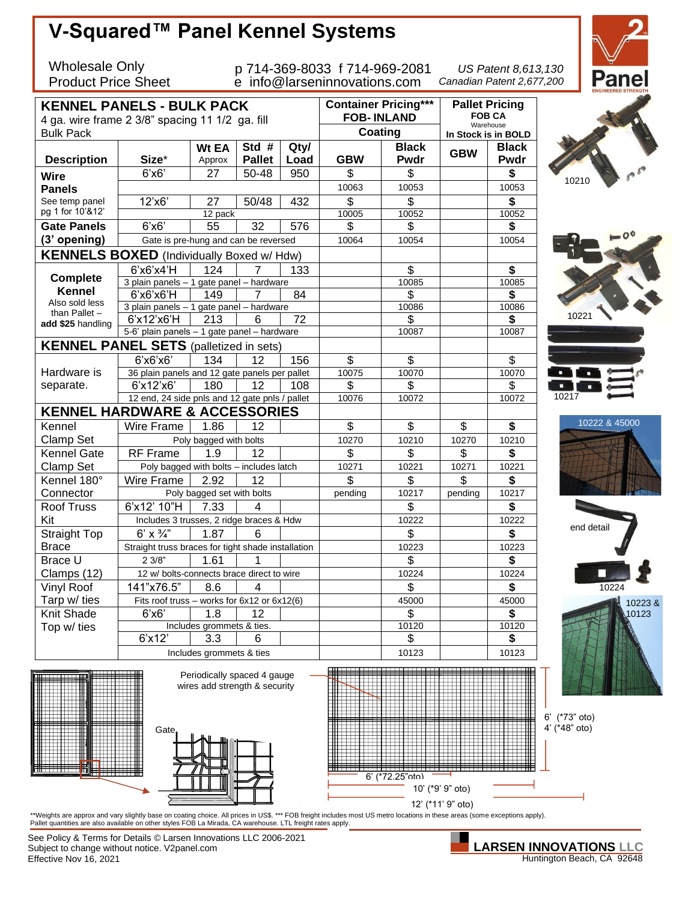# V-Squared™ Panel Kennel Systems

Wholesale Only
Product Price Sheet

p 714-369-8033 f 714-969-2081
e info@larseninnovations.com

US Patent 8,613,130
Canadian Patent 2,677,200

| KENNEL PANELS - BULK PACK<br>4 ga. wire frame 2 3/8" spacing 11 1/2 ga. fill<br>Bulk Pack | | | | | Container Pricing***<br>FOB- INLAND<br>Coating | | Pallet Pricing<br>FOB CA<br>Warehouse<br>In Stock is in BOLD | |
|---|---|---|---|---|---|---|---|---|
| **Description** | **Size*** | **Wt EA** Approx | **Std #** **Pallet** | **Qty/** **Load** | **GBW** | **Black Pwdr** | **GBW** | **Black Pwdr** |
| **Wire Panels** | 6'x6' | 27 | 50-48 | 950 | $ | $ | | **$** |
| | | | | | 10063 | 10053 | | 10053 |
| See temp panel pg 1 for 10'&12' | 12'x6' | 27 | 50/48 | 432 | $ | $ | | **$** |
| | 12 pack | | | | 10005 | 10052 | | 10052 |
| **Gate Panels** | 6'x6' | 55 | 32 | 576 | $ | $ | | **$** |
| **(3' opening)** | Gate is pre-hung and can be reversed | | | | 10064 | 10054 | | 10054 |
| **KENNELS BOXED** (Individually Boxed w/ Hdw) | | | | | | | | |
| **Complete Kennel** | 6'x6'x4'H | 124 | 7 | 133 | | $ | | **$** |
| | 3 plain panels – 1 gate panel – hardware | | | | | 10085 | | 10085 |
| Also sold less than Pallet – | 6'x6'x6'H | 149 | 7 | 84 | | $ | | **$** |
| **add $25 handling** | 3 plain panels – 1 gate panel – hardware | | | | | 10086 | | 10086 |
| | 6'x12'x6'H | 213 | 6 | 72 | | $ | | **$** |
| | 5-6' plain panels – 1 gate panel – hardware | | | | | 10087 | | 10087 |
| **KENNEL PANEL SETS** (palletized in sets) | | | | | | | | |
| Hardware is separate. | 6'x6'x6' | 134 | 12 | 156 | $ | $ | | $ |
| | 36 plain panels and 12 gate panels per pallet | | | | 10075 | 10070 | | 10070 |
| | 6'x12'x6' | 180 | 12 | 108 | $ | $ | | $ |
| | 12 end, 24 side pnls and 12 gate pnls / pallet | | | | 10076 | 10072 | | 10072 |
| **KENNEL HARDWARE & ACCESSORIES** | | | | | | | | |
| Kennel Clamp Set | Wire Frame | 1.86 | 12 | | $ | $ | $ | **$** |
| | Poly bagged with bolts | | | | 10270 | 10210 | 10270 | 10210 |
| Kennel Gate Clamp Set | RF Frame | 1.9 | 12 | | $ | $ | $ | **$** |
| | Poly bagged with bolts – includes latch | | | | 10271 | 10221 | 10271 | 10221 |
| Kennel 180° Connector | Wire Frame | 2.92 | 12 | | $ | $ | $ | **$** |
| | Poly bagged set with bolts | | | | pending | 10217 | pending | 10217 |
| Roof Truss Kit | 6'x12' 10"H | 7.33 | 4 | | | $ | | **$** |
| | Includes 3 trusses, 2 ridge braces & Hdw | | | | | 10222 | | 10222 |
| Straight Top Brace | 6' x ¾" | 1.87 | 6 | | | $ | | **$** |
| | Straight truss braces for tight shade installation | | | | | 10223 | | 10223 |
| Brace U Clamps (12) | 2 3/8" | 1.61 | 1 | | | $ | | **$** |
| | 12 w/ bolts-connects brace direct to wire | | | | | 10224 | | 10224 |
| Vinyl Roof Tarp w/ ties | 141"x76.5" | 8.6 | 4 | | | $ | | **$** |
| | Fits roof truss – works for 6x12 or 6x12(6) | | | | | 45000 | | 45000 |
| Knit Shade Top w/ ties | 6'x6' | 1.8 | 12 | | | $ | | **$** |
| | Includes grommets & ties. | | | | | 10120 | | 10120 |
| | 6'x12' | 3.3 | 6 | | | $ | | **$** |
| | Includes grommets & ties | | | | | 10123 | | 10123 |

10210

10221

10217

10222 & 45000

end detail

10224

10223 & 10123

Periodically spaced 4 gauge wires add strength & security

Gate

6' (*72.25"oto)

10' (*9' 9" oto)

12' (*11' 9" oto)

6' (*73" oto)
4' (*48" oto)

**Weights are approx and vary slightly base on coating choice. All prices in US$. *** FOB freight includes most US metro locations in these areas (some exceptions apply). Pallet quantities are also available on other styles FOB La Mirada, CA warehouse. LTL freight rates apply.

See Policy & Terms for Details © Larsen Innovations LLC 2006-2021
Subject to change without notice. V2panel.com
Effective Nov 16, 2021

**LARSEN INNOVATIONS LLC**
Huntington Beach, CA 92648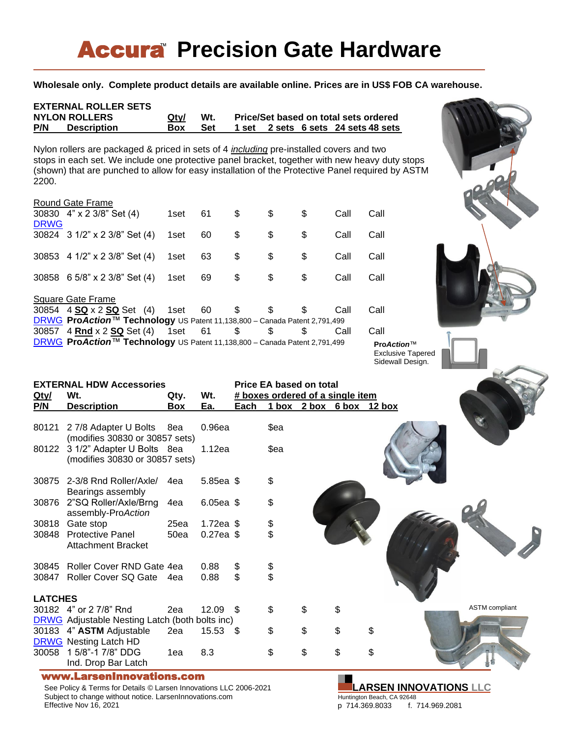# Accura™ Precision Gate Hardware

**Wholesale only. Complete product details are available online. Prices are in US$ FOB CA warehouse.**

## EXTERNAL ROLLER SETS

| **NYLON ROLLERS P/N** | **Description** | **Qty/ Box** | **Wt. Set** | **Price/Set based on total sets ordered** 1 set | 2 sets | 6 sets | 24 sets | 48 sets |
|---|---|---|---|---|---|---|---|---|

Nylon rollers are packaged & priced in sets of 4 *including* pre-installed covers and two stops in each set. We include one protective panel bracket, together with new heavy duty stops (shown) that are punched to allow for easy installation of the Protective Panel required by ASTM 2200.

| P/N | Description | Qty/Box | Wt. Set | 1 set | 2 sets | 6 sets | 24 sets | 48 sets |
|---|---|---|---|---|---|---|---|---|
| **Round Gate Frame** | | | | | | | | |
| 30830 DRWG | 4" x 2 3/8" Set (4) | 1set | 61 | $ | $ | $ | Call | Call |
| 30824 | 3 1/2" x 2 3/8" Set (4) | 1set | 60 | $ | $ | $ | Call | Call |
| 30853 | 4 1/2" x 2 3/8" Set (4) | 1set | 63 | $ | $ | $ | Call | Call |
| 30858 | 6 5/8" x 2 3/8" Set (4) | 1set | 69 | $ | $ | $ | Call | Call |
| **Square Gate Frame** | | | | | | | | |
| 30854 | 4 **SQ** x 2 **SQ** Set (4) | 1set | 60 | $ | $ | $ | Call | Call |
| DRWG | **Pro*Action*™ Technology** US Patent 11,138,800 – Canada Patent 2,791,499 | | | | | | | |
| 30857 | 4 **Rnd** x 2 **SQ** Set (4) | 1set | 61 | $ | $ | $ | Call | Call |
| DRWG | **Pro*Action*™ Technology** US Patent 11,138,800 – Canada Patent 2,791,499 | | | | | | | |

**Pro*Action*™** Exclusive Tapered Sidewall Design.

## EXTERNAL HDW Accessories

| Qty/ P/N | Wt. Description | Qty. Box | Wt. Ea. | Each | 1 box | 2 box | 6 box | 12 box |
|---|---|---|---|---|---|---|---|---|
| | | | | **Price EA based on total # boxes ordered of a single item** | | | | |
| 80121 | 2 7/8 Adapter U Bolts (modifies 30830 or 30857 sets) | 8ea | 0.96ea | | $ea | | | |
| 80122 | 3 1/2" Adapter U Bolts (modifies 30830 or 30857 sets) | 8ea | 1.12ea | | $ea | | | |
| 30875 | 2-3/8 Rnd Roller/Axle/ Bearings assembly | 4ea | 5.85ea | $ | $ | | | |
| 30876 | 2"SQ Roller/Axle/Brng assembly-Pro*Action* | 4ea | 6.05ea | $ | $ | | | |
| 30818 | Gate stop | 25ea | 1.72ea | $ | $ | | | |
| 30848 | Protective Panel Attachment Bracket | 50ea | 0.27ea | $ | $ | | | |
| 30845 | Roller Cover RND Gate | 4ea | 0.88 | $ | $ | | | |
| 30847 | Roller Cover SQ Gate | 4ea | 0.88 | $ | $ | | | |
| **LATCHES** | | | | | | | | |
| 30182 DRWG | 4" or 2 7/8" Rnd Adjustable Nesting Latch (both bolts inc) | 2ea | 12.09 | $ | $ | $ | $ | |
| 30183 DRWG | 4" **ASTM** Adjustable Nesting Latch HD | 2ea | 15.53 | $ | $ | $ | $ | $ |
| 30058 | 1 5/8"-1 7/8" DDG Ind. Drop Bar Latch | 1ea | 8.3 | | $ | $ | $ | $ |

ASTM compliant

**www.LarsenInnovations.com**

See Policy & Terms for Details © Larsen Innovations LLC 2006-2021
Subject to change without notice. LarsenInnovations.com
Effective Nov 16, 2021

**LARSEN INNOVATIONS LLC**
Huntington Beach, CA 92648
p 714.369.8033 f. 714.969.2081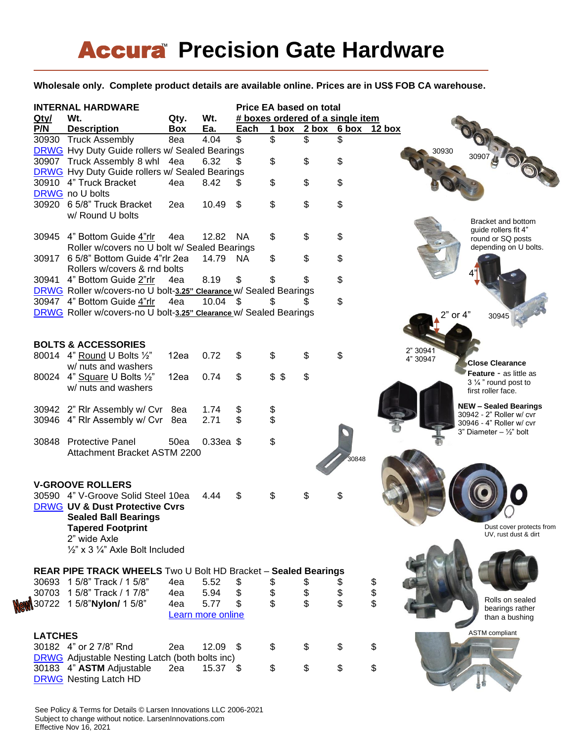# Accura™ Precision Gate Hardware

**Wholesale only. Complete product details are available online. Prices are in US$ FOB CA warehouse.**

| Qty/ P/N | Wt. Description | Qty. Box | Wt. Ea. | Each | 1 box | 2 box | 6 box | 12 box |
|---|---|---|---|---|---|---|---|---|
| **INTERNAL HARDWARE** | | | | Price EA based on total # boxes ordered of a single item | | | | |
| 30930 | Truck Assembly | 8ea | 4.04 | $ | $ | $ | $ | |
| DRWG | Hvy Duty Guide rollers w/ Sealed Bearings | | | | | | | |
| 30907 | Truck Assembly 8 whl | 4ea | 6.32 | $ | $ | $ | $ | |
| DRWG | Hvy Duty Guide rollers w/ Sealed Bearings | | | | | | | |
| 30910 | 4" Truck Bracket | 4ea | 8.42 | $ | $ | $ | $ | |
| DRWG | no U bolts | | | | | | | |
| 30920 | 6 5/8" Truck Bracket w/ Round U bolts | 2ea | 10.49 | $ | $ | $ | $ | |
| 30945 | 4" Bottom Guide 4"rlr Roller w/covers no U bolt w/ Sealed Bearings | 4ea | 12.82 | NA | $ | $ | $ | |
| 30917 | 6 5/8" Bottom Guide 4"rlr Rollers w/covers & rnd bolts | 2ea | 14.79 | NA | $ | $ | $ | |
| 30941 | 4" Bottom Guide 2"rlr | 4ea | 8.19 | $ | $ | $ | $ | |
| DRWG | Roller w/covers-no U bolt-**3.25" Clearance** w/ Sealed Bearings | | | | | | | |
| 30947 | 4" Bottom Guide 4"rlr | 4ea | 10.04 | $ | $ | $ | $ | |
| DRWG | Roller w/covers-no U bolt-**3.25" Clearance** w/ Sealed Bearings | | | | | | | |
| **BOLTS & ACCESSORIES** | | | | | | | | |
| 80014 | 4" Round U Bolts ½" w/ nuts and washers | 12ea | 0.72 | $ | $ | $ | $ | |
| 80024 | 4" Square U Bolts ½" w/ nuts and washers | 12ea | 0.74 | $ | $ $ | $ | | |
| 30942 | 2" Rlr Assembly w/ Cvr | 8ea | 1.74 | $ | $ | | | |
| 30946 | 4" Rlr Assembly w/ Cvr | 8ea | 2.71 | $ | $ | | | |
| 30848 | Protective Panel Attachment Bracket ASTM 2200 | 50ea | 0.33ea | $ | $ | | | |
| **V-GROOVE ROLLERS** | | | | | | | | |
| 30590 | 4" V-Groove Solid Steel | 10ea | 4.44 | $ | $ | $ | $ | |
| DRWG | **UV & Dust Protective Cvrs**, **Sealed Ball Bearings**, **Tapered Footprint**, 2" wide Axle, ½" x 3 ¼" Axle Bolt Included | | | | | | | |
| **REAR PIPE TRACK WHEELS** Two U Bolt HD Bracket – **Sealed Bearings** | | | | | | | | |
| 30693 | 1 5/8" Track / 1 5/8" | 4ea | 5.52 | $ | $ | $ | $ | $ |
| 30703 | 1 5/8" Track / 1 7/8" | 4ea | 5.94 | $ | $ | $ | $ | $ |
| New! 30722 | 1 5/8"**Nylon/** 1 5/8" | 4ea | 5.77 | $ | $ | $ | $ | $ |
| | | Learn more online | | | | | | |
| **LATCHES** | | | | | | | | |
| 30182 | 4" or 2 7/8" Rnd | 2ea | 12.09 | $ | $ | $ | $ | $ |
| DRWG | Adjustable Nesting Latch (both bolts inc) | | | | | | | |
| 30183 | 4" **ASTM** Adjustable | 2ea | 15.37 | $ | $ | $ | $ | $ |
| DRWG | Nesting Latch HD | | | | | | | |

30930 30907

Bracket and bottom guide rollers fit 4" round or SQ posts depending on U bolts.

4" 2" or 4" 30945

2" 30941
4" 30947

**Close Clearance Feature** - as little as 3 ¼ " round post to first roller face.

**NEW – Sealed Bearings**
30942 - 2" Roller w/ cvr
30946 - 4" Roller w/ cvr
3" Diameter – ½" bolt

30848

Dust cover protects from UV, rust dust & dirt

Rolls on sealed bearings rather than a bushing

ASTM compliant

See Policy & Terms for Details © Larsen Innovations LLC 2006-2021
Subject to change without notice. LarsenInnovations.com
Effective Nov 16, 2021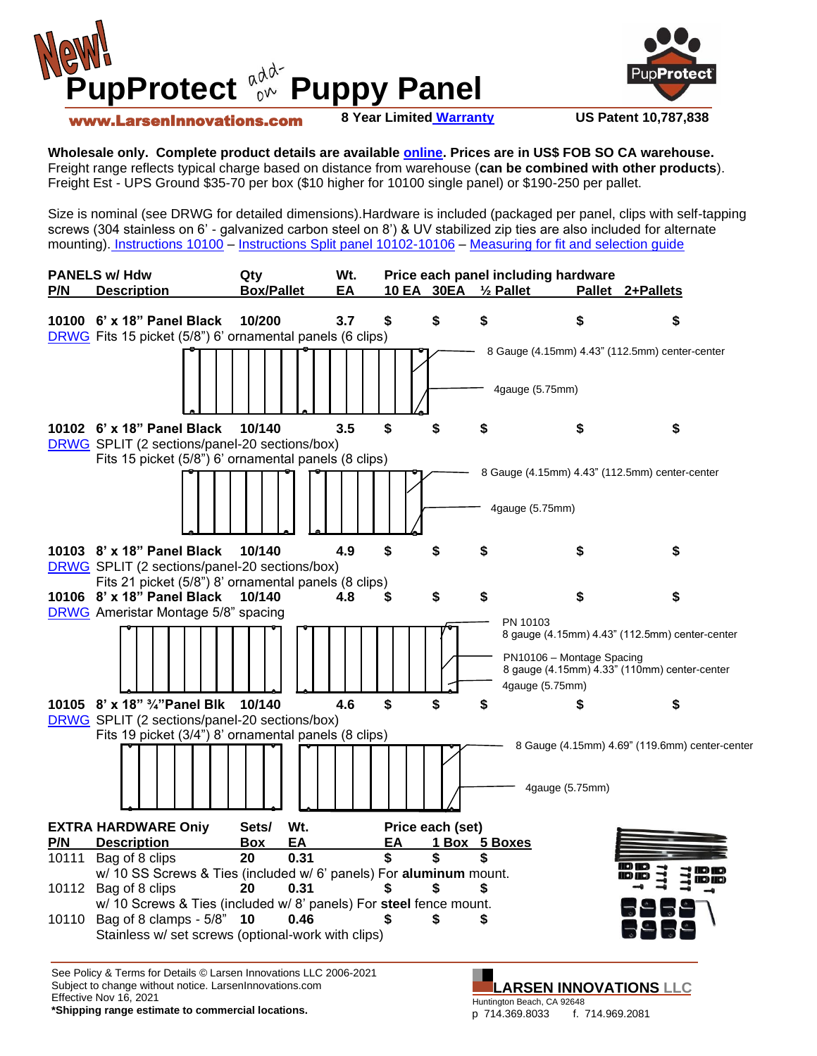# New! PupProtect add-on Puppy Panel

www.LarsenInnovations.com **8 Year Limited Warranty** **US Patent 10,787,838**

**Wholesale only. Complete product details are available online. Prices are in US$ FOB SO CA warehouse.**
Freight range reflects typical charge based on distance from warehouse (**can be combined with other products**).
Freight Est - UPS Ground $35-70 per box ($10 higher for 10100 single panel) or $190-250 per pallet.

Size is nominal (see DRWG for detailed dimensions).Hardware is included (packaged per panel, clips with self-tapping screws (304 stainless on 6' - galvanized carbon steel on 8') & UV stabilized zip ties are also included for alternate mounting). Instructions 10100 – Instructions Split panel 10102-10106 – Measuring for fit and selection guide

| PANELS w/ Hdw P/N | Description | Qty Box/Pallet | Wt. EA | 10 EA | 30EA | ½ Pallet | Pallet | 2+Pallets |
|---|---|---|---|---|---|---|---|---|
| 10100 | 6' x 18" Panel Black | 10/200 | 3.7 | $ | $ | $ | $ | $ |
| | DRWG Fits 15 picket (5/8") 6' ornamental panels (6 clips) | | | | | | | |
| 10102 | 6' x 18" Panel Black | 10/140 | 3.5 | $ | $ | $ | $ | $ |
| | DRWG SPLIT (2 sections/panel-20 sections/box) Fits 15 picket (5/8") 6' ornamental panels (8 clips) | | | | | | | |
| 10103 | 8' x 18" Panel Black | 10/140 | 4.9 | $ | $ | $ | $ | $ |
| | DRWG SPLIT (2 sections/panel-20 sections/box) Fits 21 picket (5/8") 8' ornamental panels (8 clips) | | | | | | | |
| 10106 | 8' x 18" Panel Black | 10/140 | 4.8 | $ | $ | $ | $ | $ |
| | DRWG Ameristar Montage 5/8" spacing | | | | | | | |
| 10105 | 8' x 18" ¾"Panel Blk | 10/140 | 4.6 | $ | $ | $ | $ | $ |
| | DRWG SPLIT (2 sections/panel-20 sections/box) Fits 19 picket (3/4") 8' ornamental panels (8 clips) | | | | | | | |

Price each panel including hardware

10100: 8 Gauge (4.15mm) 4.43" (112.5mm) center-center; 4gauge (5.75mm)

10102: 8 Gauge (4.15mm) 4.43" (112.5mm) center-center; 4gauge (5.75mm)

PN 10103
8 gauge (4.15mm) 4.43" (112.5mm) center-center
PN10106 – Montage Spacing
8 gauge (4.15mm) 4.33" (110mm) center-center
4gauge (5.75mm)

10105: 8 Gauge (4.15mm) 4.69" (119.6mm) center-center; 4gauge (5.75mm)

| EXTRA HARDWARE Oniy P/N | Description | Sets/ Box | Wt. EA | Price each (set) EA | 1 Box | 5 Boxes |
|---|---|---|---|---|---|---|
| 10111 | Bag of 8 clips w/ 10 SS Screws & Ties (included w/ 6' panels) For **aluminum** mount. | 20 | 0.31 | $ | $ | $ |
| 10112 | Bag of 8 clips w/ 10 Screws & Ties (included w/ 8' panels) For **steel** fence mount. | 20 | 0.31 | $ | $ | $ |
| 10110 | Bag of 8 clamps - 5/8" Stainless w/ set screws (optional-work with clips) | 10 | 0.46 | $ | $ | $ |

See Policy & Terms for Details © Larsen Innovations LLC 2006-2021
Subject to change without notice. LarsenInnovations.com
Effective Nov 16, 2021
***Shipping range estimate to commercial locations.**

**LARSEN INNOVATIONS LLC**
Huntington Beach, CA 92648
p 714.369.8033 f. 714.969.2081